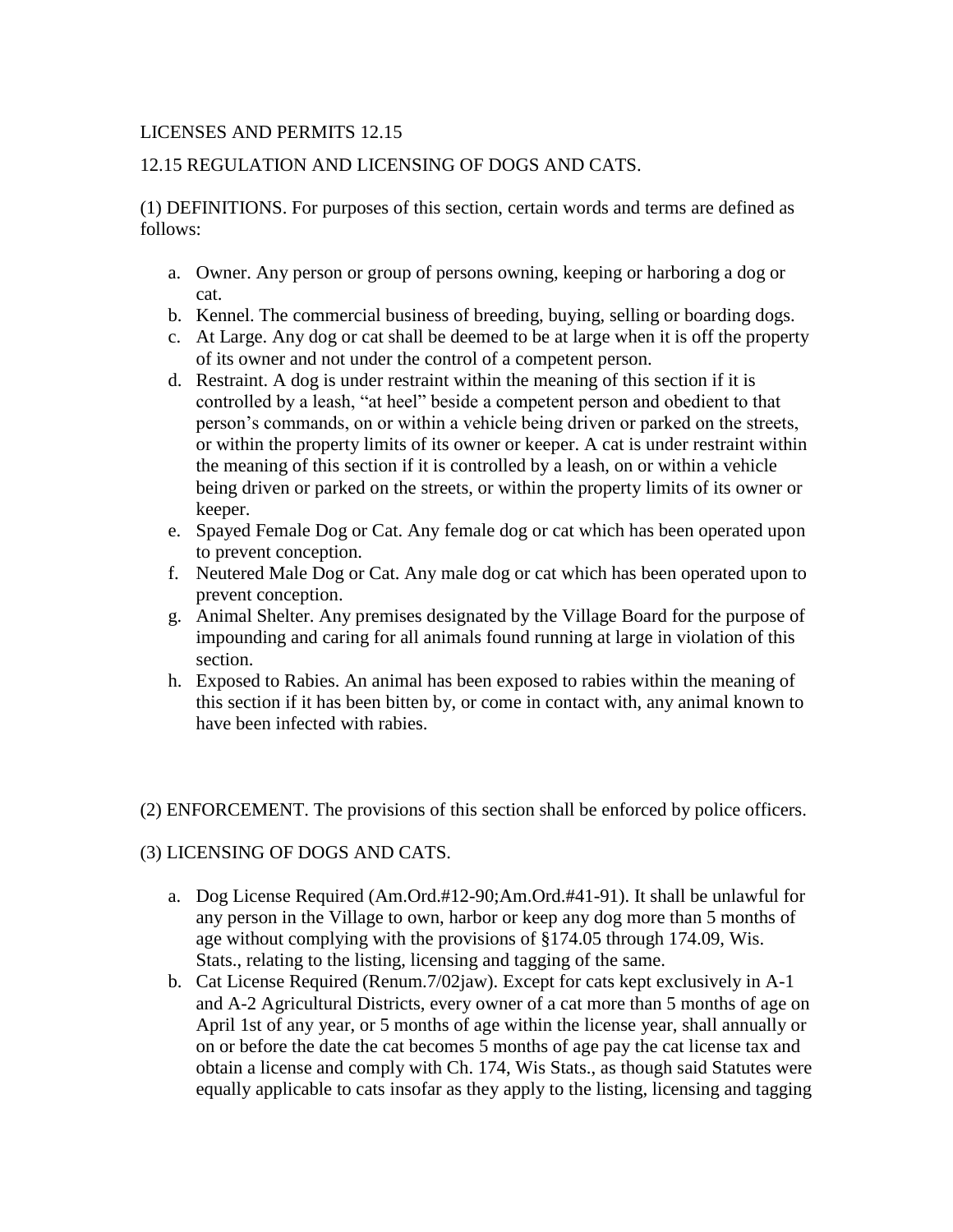LICENSES AND PERMITS 12.15

## 12.15 REGULATION AND LICENSING OF DOGS AND CATS.

(1) DEFINITIONS. For purposes of this section, certain words and terms are defined as follows:

a. Owner. Any person or group of persons owning, keeping or harboring a dog or cat.
b. Kennel. The commercial business of breeding, buying, selling or boarding dogs.
c. At Large. Any dog or cat shall be deemed to be at large when it is off the property of its owner and not under the control of a competent person.
d. Restraint. A dog is under restraint within the meaning of this section if it is controlled by a leash, "at heel" beside a competent person and obedient to that person's commands, on or within a vehicle being driven or parked on the streets, or within the property limits of its owner or keeper. A cat is under restraint within the meaning of this section if it is controlled by a leash, on or within a vehicle being driven or parked on the streets, or within the property limits of its owner or keeper.
e. Spayed Female Dog or Cat. Any female dog or cat which has been operated upon to prevent conception.
f. Neutered Male Dog or Cat. Any male dog or cat which has been operated upon to prevent conception.
g. Animal Shelter. Any premises designated by the Village Board for the purpose of impounding and caring for all animals found running at large in violation of this section.
h. Exposed to Rabies. An animal has been exposed to rabies within the meaning of this section if it has been bitten by, or come in contact with, any animal known to have been infected with rabies.

(2) ENFORCEMENT. The provisions of this section shall be enforced by police officers.

(3) LICENSING OF DOGS AND CATS.

a. Dog License Required (Am.Ord.#12-90;Am.Ord.#41-91). It shall be unlawful for any person in the Village to own, harbor or keep any dog more than 5 months of age without complying with the provisions of §174.05 through 174.09, Wis. Stats., relating to the listing, licensing and tagging of the same.
b. Cat License Required (Renum.7/02jaw). Except for cats kept exclusively in A-1 and A-2 Agricultural Districts, every owner of a cat more than 5 months of age on April 1st of any year, or 5 months of age within the license year, shall annually or on or before the date the cat becomes 5 months of age pay the cat license tax and obtain a license and comply with Ch. 174, Wis Stats., as though said Statutes were equally applicable to cats insofar as they apply to the listing, licensing and tagging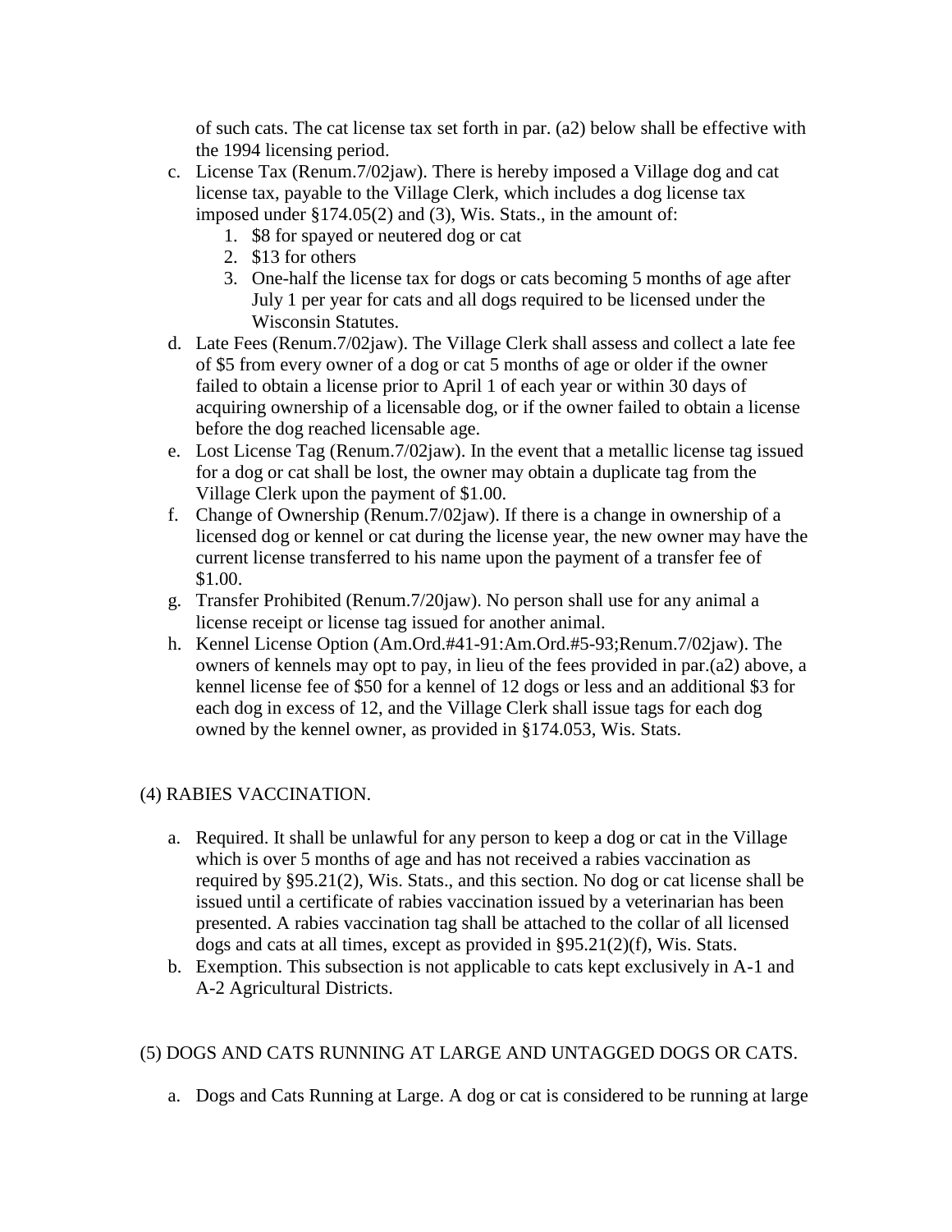of such cats. The cat license tax set forth in par. (a2) below shall be effective with the 1994 licensing period.

c. License Tax (Renum.7/02jaw). There is hereby imposed a Village dog and cat license tax, payable to the Village Clerk, which includes a dog license tax imposed under §174.05(2) and (3), Wis. Stats., in the amount of:
    1. $8 for spayed or neutered dog or cat
    2. $13 for others
    3. One-half the license tax for dogs or cats becoming 5 months of age after July 1 per year for cats and all dogs required to be licensed under the Wisconsin Statutes.
d. Late Fees (Renum.7/02jaw). The Village Clerk shall assess and collect a late fee of $5 from every owner of a dog or cat 5 months of age or older if the owner failed to obtain a license prior to April 1 of each year or within 30 days of acquiring ownership of a licensable dog, or if the owner failed to obtain a license before the dog reached licensable age.
e. Lost License Tag (Renum.7/02jaw). In the event that a metallic license tag issued for a dog or cat shall be lost, the owner may obtain a duplicate tag from the Village Clerk upon the payment of $1.00.
f. Change of Ownership (Renum.7/02jaw). If there is a change in ownership of a licensed dog or kennel or cat during the license year, the new owner may have the current license transferred to his name upon the payment of a transfer fee of $1.00.
g. Transfer Prohibited (Renum.7/20jaw). No person shall use for any animal a license receipt or license tag issued for another animal.
h. Kennel License Option (Am.Ord.#41-91:Am.Ord.#5-93;Renum.7/02jaw). The owners of kennels may opt to pay, in lieu of the fees provided in par.(a2) above, a kennel license fee of $50 for a kennel of 12 dogs or less and an additional $3 for each dog in excess of 12, and the Village Clerk shall issue tags for each dog owned by the kennel owner, as provided in §174.053, Wis. Stats.

(4) RABIES VACCINATION.

a. Required. It shall be unlawful for any person to keep a dog or cat in the Village which is over 5 months of age and has not received a rabies vaccination as required by §95.21(2), Wis. Stats., and this section. No dog or cat license shall be issued until a certificate of rabies vaccination issued by a veterinarian has been presented. A rabies vaccination tag shall be attached to the collar of all licensed dogs and cats at all times, except as provided in §95.21(2)(f), Wis. Stats.
b. Exemption. This subsection is not applicable to cats kept exclusively in A-1 and A-2 Agricultural Districts.

(5) DOGS AND CATS RUNNING AT LARGE AND UNTAGGED DOGS OR CATS.

a. Dogs and Cats Running at Large. A dog or cat is considered to be running at large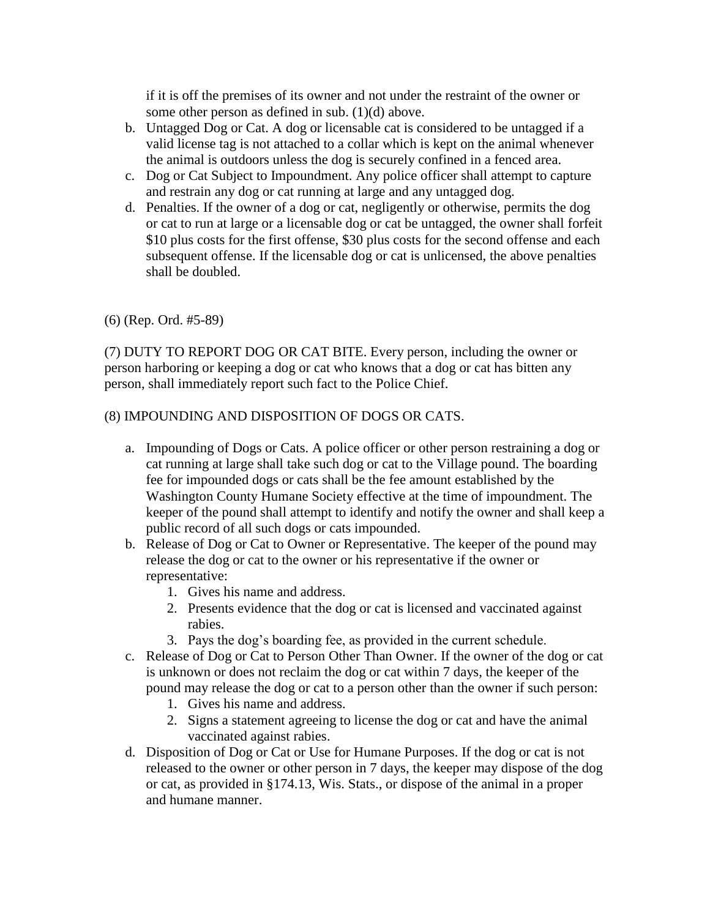if it is off the premises of its owner and not under the restraint of the owner or some other person as defined in sub. (1)(d) above.

b. Untagged Dog or Cat. A dog or licensable cat is considered to be untagged if a valid license tag is not attached to a collar which is kept on the animal whenever the animal is outdoors unless the dog is securely confined in a fenced area.
c. Dog or Cat Subject to Impoundment. Any police officer shall attempt to capture and restrain any dog or cat running at large and any untagged dog.
d. Penalties. If the owner of a dog or cat, negligently or otherwise, permits the dog or cat to run at large or a licensable dog or cat be untagged, the owner shall forfeit \$10 plus costs for the first offense, \$30 plus costs for the second offense and each subsequent offense. If the licensable dog or cat is unlicensed, the above penalties shall be doubled.

(6) (Rep. Ord. #5-89)

(7) DUTY TO REPORT DOG OR CAT BITE. Every person, including the owner or person harboring or keeping a dog or cat who knows that a dog or cat has bitten any person, shall immediately report such fact to the Police Chief.

(8) IMPOUNDING AND DISPOSITION OF DOGS OR CATS.

a. Impounding of Dogs or Cats. A police officer or other person restraining a dog or cat running at large shall take such dog or cat to the Village pound. The boarding fee for impounded dogs or cats shall be the fee amount established by the Washington County Humane Society effective at the time of impoundment. The keeper of the pound shall attempt to identify and notify the owner and shall keep a public record of all such dogs or cats impounded.
b. Release of Dog or Cat to Owner or Representative. The keeper of the pound may release the dog or cat to the owner or his representative if the owner or representative:
    1. Gives his name and address.
    2. Presents evidence that the dog or cat is licensed and vaccinated against rabies.
    3. Pays the dog's boarding fee, as provided in the current schedule.
c. Release of Dog or Cat to Person Other Than Owner. If the owner of the dog or cat is unknown or does not reclaim the dog or cat within 7 days, the keeper of the pound may release the dog or cat to a person other than the owner if such person:
    1. Gives his name and address.
    2. Signs a statement agreeing to license the dog or cat and have the animal vaccinated against rabies.
d. Disposition of Dog or Cat or Use for Humane Purposes. If the dog or cat is not released to the owner or other person in 7 days, the keeper may dispose of the dog or cat, as provided in §174.13, Wis. Stats., or dispose of the animal in a proper and humane manner.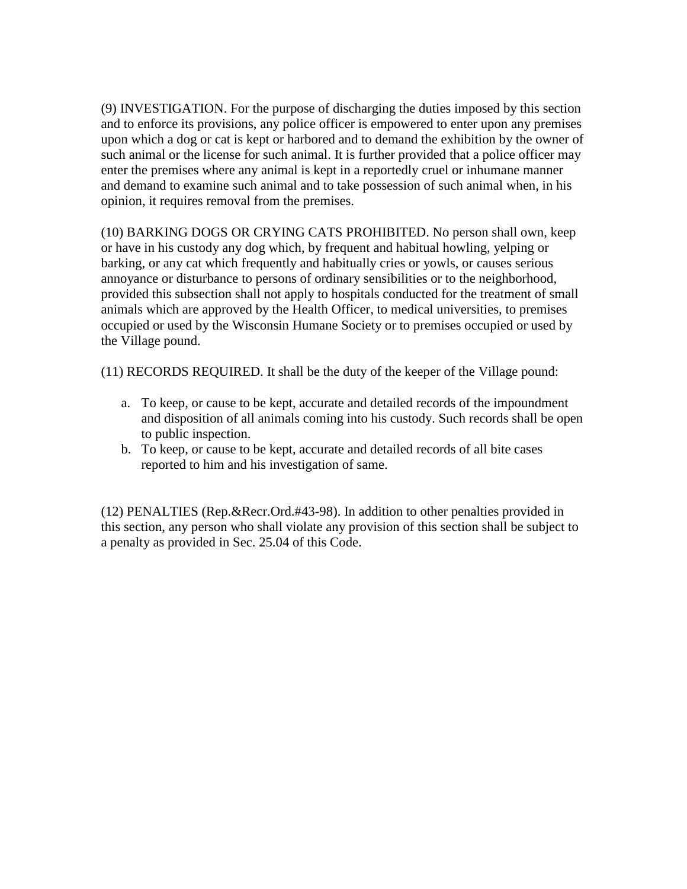(9) INVESTIGATION. For the purpose of discharging the duties imposed by this section and to enforce its provisions, any police officer is empowered to enter upon any premises upon which a dog or cat is kept or harbored and to demand the exhibition by the owner of such animal or the license for such animal. It is further provided that a police officer may enter the premises where any animal is kept in a reportedly cruel or inhumane manner and demand to examine such animal and to take possession of such animal when, in his opinion, it requires removal from the premises.

(10) BARKING DOGS OR CRYING CATS PROHIBITED. No person shall own, keep or have in his custody any dog which, by frequent and habitual howling, yelping or barking, or any cat which frequently and habitually cries or yowls, or causes serious annoyance or disturbance to persons of ordinary sensibilities or to the neighborhood, provided this subsection shall not apply to hospitals conducted for the treatment of small animals which are approved by the Health Officer, to medical universities, to premises occupied or used by the Wisconsin Humane Society or to premises occupied or used by the Village pound.

(11) RECORDS REQUIRED. It shall be the duty of the keeper of the Village pound:

a. To keep, or cause to be kept, accurate and detailed records of the impoundment and disposition of all animals coming into his custody. Such records shall be open to public inspection.
b. To keep, or cause to be kept, accurate and detailed records of all bite cases reported to him and his investigation of same.

(12) PENALTIES (Rep.&Recr.Ord.#43-98). In addition to other penalties provided in this section, any person who shall violate any provision of this section shall be subject to a penalty as provided in Sec. 25.04 of this Code.